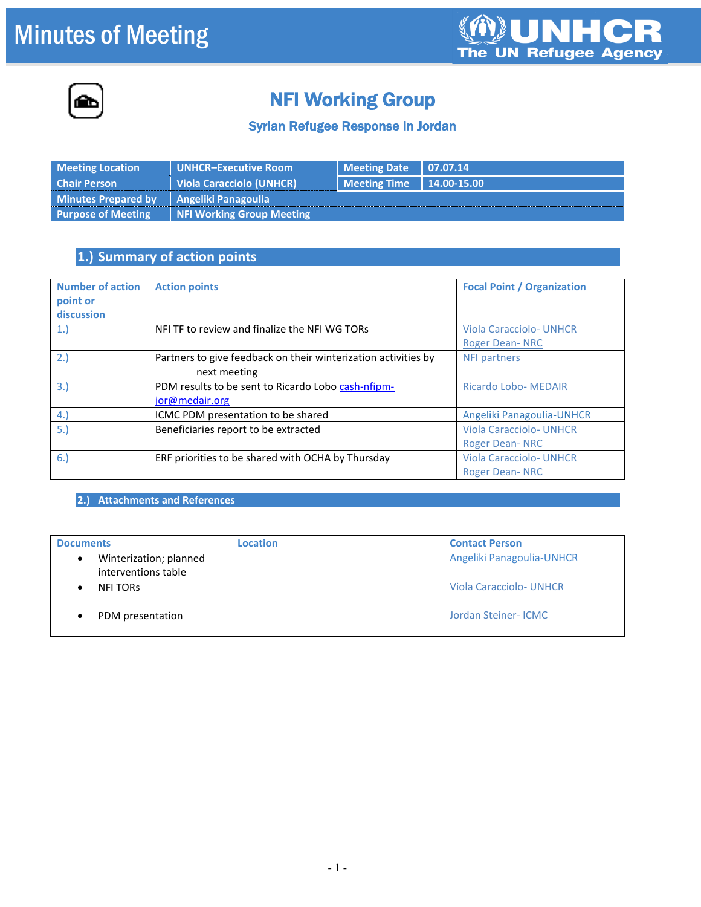# Minutes of Meeting

UNHCR The UN Refugee Agency

## NFI Working Group

### Syrian Refugee Response in Jordan

| Meeting Location | UNHCR–Executive Room | Meeting Date | 07.07.14 |
|---|---|---|---|
| Chair Person | Viola Caracciolo (UNHCR) | Meeting Time | 14.00-15.00 |
| Minutes Prepared by | Angeliki Panagoulia | | |
| Purpose of Meeting | NFI Working Group Meeting | | |

## 1.) Summary of action points

| Number of action point or discussion | Action points | Focal Point / Organization |
|---|---|---|
| 1.) | NFI TF to review and finalize the NFI WG TORs | Viola Caracciolo- UNHCR<br>Roger Dean- NRC |
| 2.) | Partners to give feedback on their winterization activities by next meeting | NFI partners |
| 3.) | PDM results to be sent to Ricardo Lobo cash-nfipm-jor@medair.org | Ricardo Lobo- MEDAIR |
| 4.) | ICMC PDM presentation to be shared | Angeliki Panagoulia-UNHCR |
| 5.) | Beneficiaries report to be extracted | Viola Caracciolo- UNHCR<br>Roger Dean- NRC |
| 6.) | ERF priorities to be shared with OCHA by Thursday | Viola Caracciolo- UNHCR<br>Roger Dean- NRC |

## 2.) Attachments and References

| Documents | Location | Contact Person |
|---|---|---|
| • Winterization; planned interventions table | | Angeliki Panagoulia-UNHCR |
| • NFI TORs | | Viola Caracciolo- UNHCR |
| • PDM presentation | | Jordan Steiner- ICMC |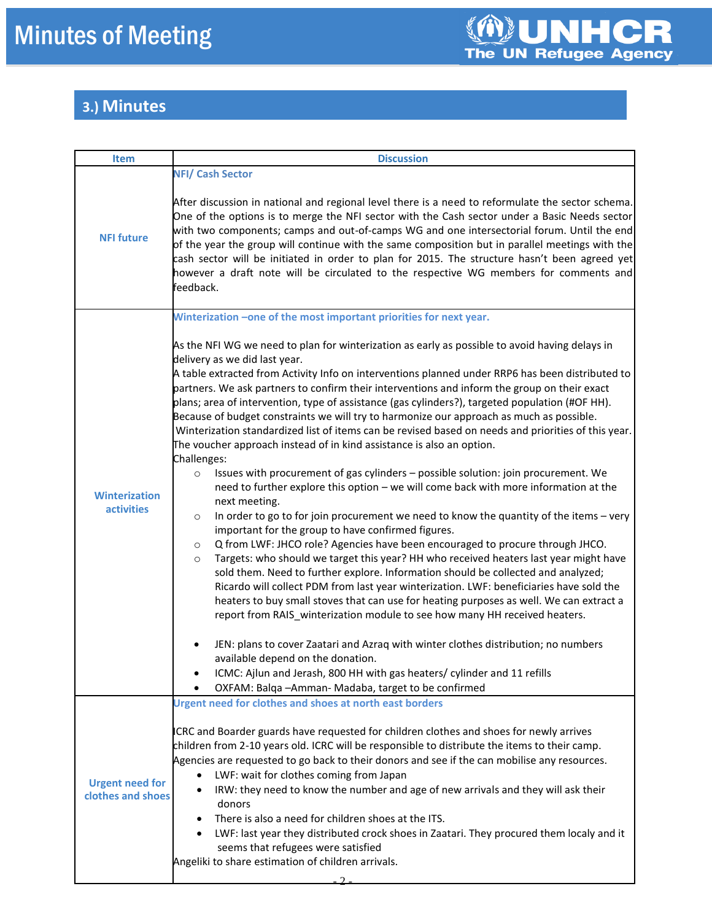## 3.) Minutes

| Item | Discussion |
|---|---|
| **NFI future** | **NFI/ Cash Sector**<br><br>After discussion in national and regional level there is a need to reformulate the sector schema. One of the options is to merge the NFI sector with the Cash sector under a Basic Needs sector with two components; camps and out-of-camps WG and one intersectorial forum. Until the end of the year the group will continue with the same composition but in parallel meetings with the cash sector will be initiated in order to plan for 2015. The structure hasn't been agreed yet however a draft note will be circulated to the respective WG members for comments and feedback. |
| **Winterization activities** | **Winterization –one of the most important priorities for next year.**<br><br>As the NFI WG we need to plan for winterization as early as possible to avoid having delays in delivery as we did last year.<br>A table extracted from Activity Info on interventions planned under RRP6 has been distributed to partners. We ask partners to confirm their interventions and inform the group on their exact plans; area of intervention, type of assistance (gas cylinders?), targeted population (#OF HH).<br>Because of budget constraints we will try to harmonize our approach as much as possible.<br>Winterization standardized list of items can be revised based on needs and priorities of this year.<br>The voucher approach instead of in kind assistance is also an option.<br>Challenges:<br>◦ Issues with procurement of gas cylinders – possible solution: join procurement. We need to further explore this option – we will come back with more information at the next meeting.<br>◦ In order to go to for join procurement we need to know the quantity of the items – very important for the group to have confirmed figures.<br>◦ Q from LWF: JHCO role? Agencies have been encouraged to procure through JHCO.<br>◦ Targets: who should we target this year? HH who received heaters last year might have sold them. Need to further explore. Information should be collected and analyzed; Ricardo will collect PDM from last year winterization. LWF: beneficiaries have sold the heaters to buy small stoves that can use for heating purposes as well. We can extract a report from RAIS_winterization module to see how many HH received heaters.<br><br>• JEN: plans to cover Zaatari and Azraq with winter clothes distribution; no numbers available depend on the donation.<br>• ICMC: Ajlun and Jerash, 800 HH with gas heaters/ cylinder and 11 refills<br>• OXFAM: Balqa –Amman- Madaba, target to be confirmed |
| **Urgent need for clothes and shoes** | **Urgent need for clothes and shoes at north east borders**<br><br>ICRC and Boarder guards have requested for children clothes and shoes for newly arrives children from 2-10 years old. ICRC will be responsible to distribute the items to their camp.<br>Agencies are requested to go back to their donors and see if the can mobilise any resources.<br>• LWF: wait for clothes coming from Japan<br>• IRW: they need to know the number and age of new arrivals and they will ask their donors<br>• There is also a need for children shoes at the ITS.<br>• LWF: last year they distributed crock shoes in Zaatari. They procured them localy and it seems that refugees were satisfied<br>Angeliki to share estimation of children arrivals. |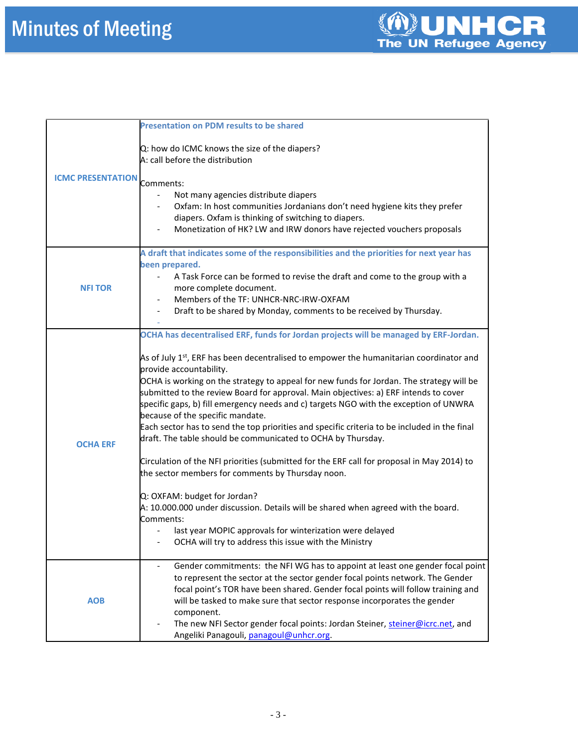| | |
|---|---|
| **ICMC PRESENTATION** | **Presentation on PDM results to be shared**<br><br>Q: how do ICMC knows the size of the diapers?<br>A: call before the distribution<br><br>Comments:<br>- Not many agencies distribute diapers<br>- Oxfam: In host communities Jordanians don't need hygiene kits they prefer diapers. Oxfam is thinking of switching to diapers.<br>- Monetization of HK? LW and IRW donors have rejected vouchers proposals |
| **NFI TOR** | **A draft that indicates some of the responsibilities and the priorities for next year has been prepared.**<br>- A Task Force can be formed to revise the draft and come to the group with a more complete document.<br>- Members of the TF: UNHCR-NRC-IRW-OXFAM<br>- Draft to be shared by Monday, comments to be received by Thursday.<br>- |
| **OCHA ERF** | **OCHA has decentralised ERF, funds for Jordan projects will be managed by ERF-Jordan.**<br><br>As of July 1st, ERF has been decentralised to empower the humanitarian coordinator and provide accountability.<br>OCHA is working on the strategy to appeal for new funds for Jordan. The strategy will be submitted to the review Board for approval. Main objectives: a) ERF intends to cover specific gaps, b) fill emergency needs and c) targets NGO with the exception of UNWRA because of the specific mandate.<br>Each sector has to send the top priorities and specific criteria to be included in the final draft. The table should be communicated to OCHA by Thursday.<br><br>Circulation of the NFI priorities (submitted for the ERF call for proposal in May 2014) to the sector members for comments by Thursday noon.<br><br>Q: OXFAM: budget for Jordan?<br>A: 10.000.000 under discussion. Details will be shared when agreed with the board.<br>Comments:<br>- last year MOPIC approvals for winterization were delayed<br>- OCHA will try to address this issue with the Ministry |
| **AOB** | - Gender commitments: the NFI WG has to appoint at least one gender focal point to represent the sector at the sector gender focal points network. The Gender focal point's TOR have been shared. Gender focal points will follow training and will be tasked to make sure that sector response incorporates the gender component.<br>- The new NFI Sector gender focal points: Jordan Steiner, steiner@icrc.net, and Angeliki Panagouli, panagoul@unhcr.org. |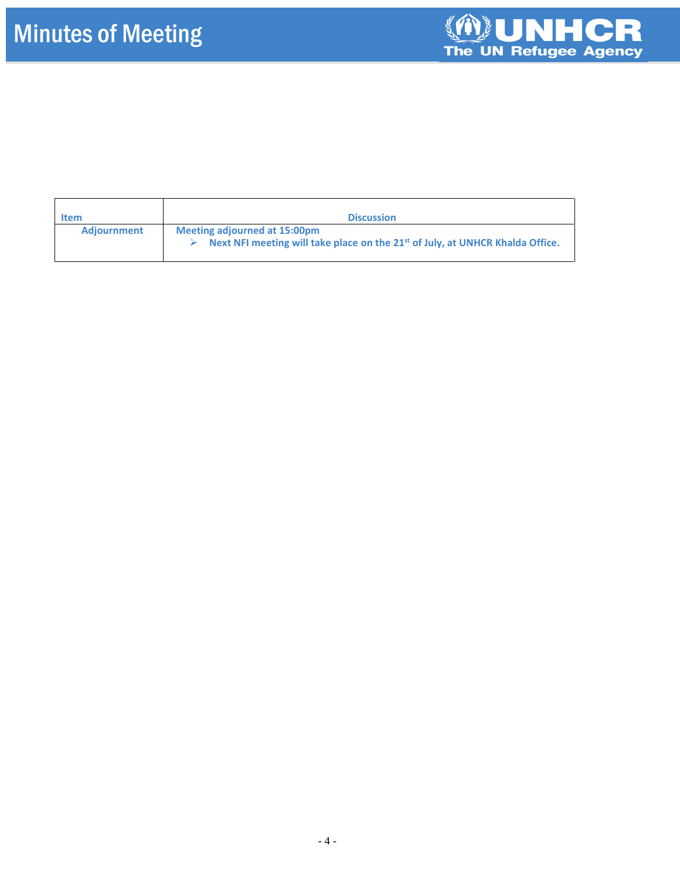| Item | Discussion |
| --- | --- |
| **Adjournment** | **Meeting adjourned at 15:00pm**<br>➢ **Next NFI meeting will take place on the 21st of July, at UNHCR Khalda Office.** |